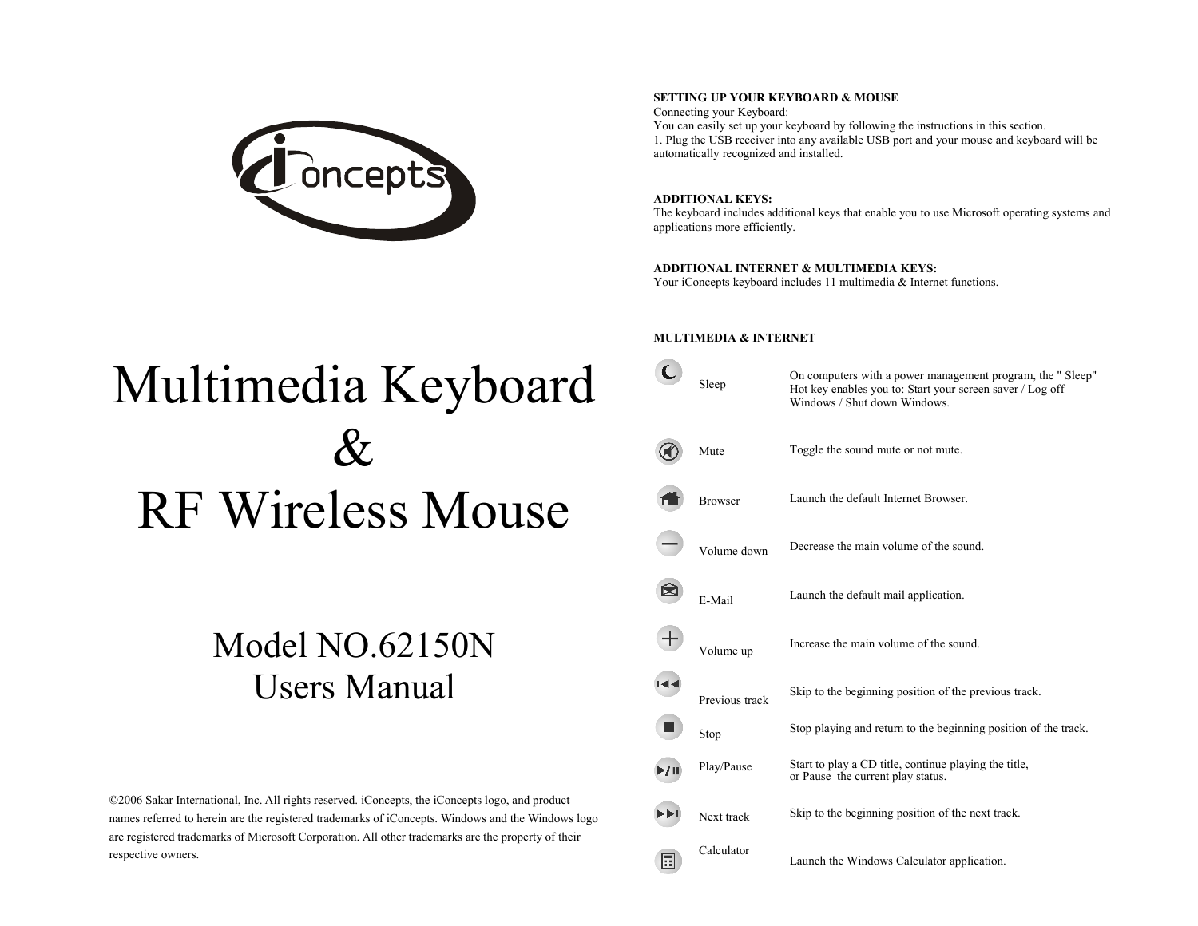iConcepts

# Multimedia Keyboard & RF Wireless Mouse

## Model NO.62150N
## Users Manual

©2006 Sakar International, Inc. All rights reserved. iConcepts, the iConcepts logo, and product names referred to herein are the registered trademarks of iConcepts. Windows and the Windows logo are registered trademarks of Microsoft Corporation. All other trademarks are the property of their respective owners.

**SETTING UP YOUR KEYBOARD & MOUSE**

Connecting your Keyboard:

You can easily set up your keyboard by following the instructions in this section.

1. Plug the USB receiver into any available USB port and your mouse and keyboard will be automatically recognized and installed.

**ADDITIONAL KEYS:**

The keyboard includes additional keys that enable you to use Microsoft operating systems and applications more efficiently.

**ADDITIONAL INTERNET & MULTIMEDIA KEYS:**

Your iConcepts keyboard includes 11 multimedia & Internet functions.

**MULTIMEDIA & INTERNET**

| Key | Function |
| --- | --- |
| Sleep | On computers with a power management program, the " Sleep" Hot key enables you to: Start your screen saver / Log off Windows / Shut down Windows. |
| Mute | Toggle the sound mute or not mute. |
| Browser | Launch the default Internet Browser. |
| Volume down | Decrease the main volume of the sound. |
| E-Mail | Launch the default mail application. |
| Volume up | Increase the main volume of the sound. |
| Previous track | Skip to the beginning position of the previous track. |
| Stop | Stop playing and return to the beginning position of the track. |
| Play/Pause | Start to play a CD title, continue playing the title, or Pause the current play status. |
| Next track | Skip to the beginning position of the next track. |
| Calculator | Launch the Windows Calculator application. |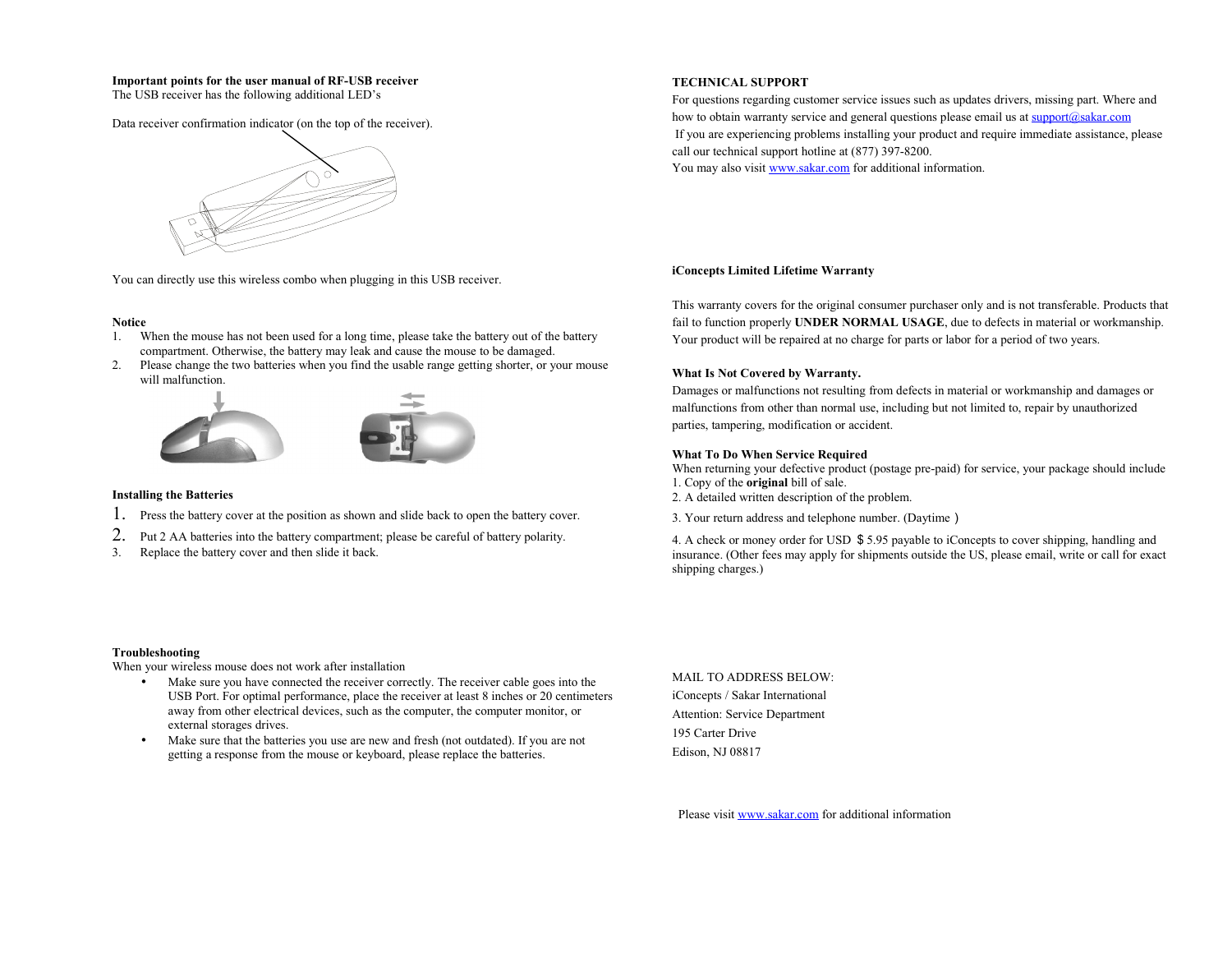**Important points for the user manual of RF-USB receiver**

The USB receiver has the following additional LED's

Data receiver confirmation indicator (on the top of the receiver).

You can directly use this wireless combo when plugging in this USB receiver.

**Notice**

1. When the mouse has not been used for a long time, please take the battery out of the battery compartment. Otherwise, the battery may leak and cause the mouse to be damaged.
2. Please change the two batteries when you find the usable range getting shorter, or your mouse will malfunction.

**Installing the Batteries**

1. Press the battery cover at the position as shown and slide back to open the battery cover.
2. Put 2 AA batteries into the battery compartment; please be careful of battery polarity.
3. Replace the battery cover and then slide it back.

**Troubleshooting**

When your wireless mouse does not work after installation

- Make sure you have connected the receiver correctly. The receiver cable goes into the USB Port. For optimal performance, place the receiver at least 8 inches or 20 centimeters away from other electrical devices, such as the computer, the computer monitor, or external storages drives.
- Make sure that the batteries you use are new and fresh (not outdated). If you are not getting a response from the mouse or keyboard, please replace the batteries.

**TECHNICAL SUPPORT**

For questions regarding customer service issues such as updates drivers, missing part. Where and how to obtain warranty service and general questions please email us at support@sakar.com

If you are experiencing problems installing your product and require immediate assistance, please call our technical support hotline at (877) 397-8200.

You may also visit www.sakar.com for additional information.

**iConcepts Limited Lifetime Warranty**

This warranty covers for the original consumer purchaser only and is not transferable. Products that fail to function properly **UNDER NORMAL USAGE**, due to defects in material or workmanship. Your product will be repaired at no charge for parts or labor for a period of two years.

**What Is Not Covered by Warranty.**

Damages or malfunctions not resulting from defects in material or workmanship and damages or malfunctions from other than normal use, including but not limited to, repair by unauthorized parties, tampering, modification or accident.

**What To Do When Service Required**

When returning your defective product (postage pre-paid) for service, your package should include

1. Copy of the **original** bill of sale.
2. A detailed written description of the problem.
3. Your return address and telephone number. (Daytime )
4. A check or money order for USD ＄5.95 payable to iConcepts to cover shipping, handling and insurance. (Other fees may apply for shipments outside the US, please email, write or call for exact shipping charges.)

MAIL TO ADDRESS BELOW:

iConcepts / Sakar International

Attention: Service Department

195 Carter Drive

Edison, NJ 08817

Please visit www.sakar.com for additional information